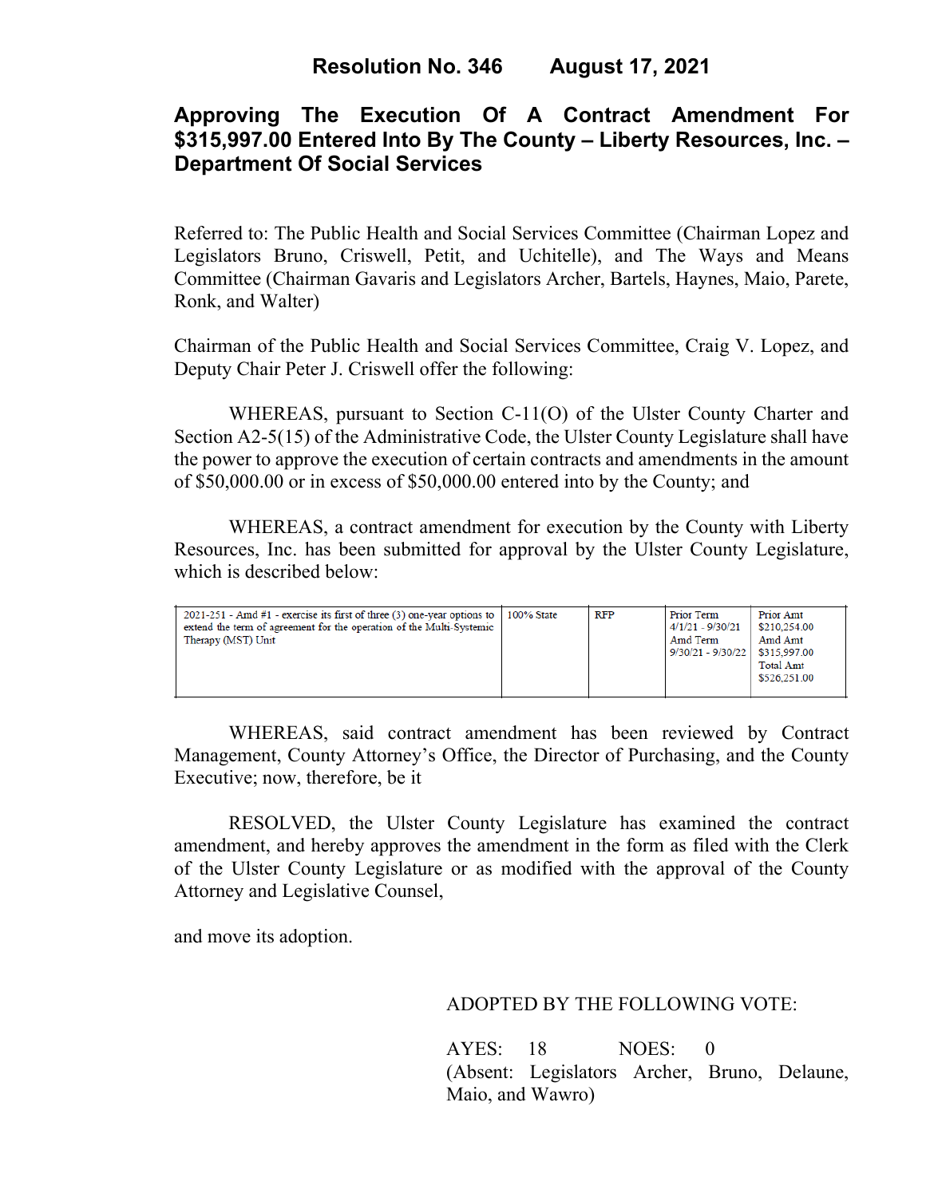# Resolution No. 346 August 17, 2021

## Approving The Execution Of A Contract Amendment For $315,997.00 Entered Into By The County – Liberty Resources, Inc. – Department Of Social Services

Referred to: The Public Health and Social Services Committee (Chairman Lopez and Legislators Bruno, Criswell, Petit, and Uchitelle), and The Ways and Means Committee (Chairman Gavaris and Legislators Archer, Bartels, Haynes, Maio, Parete, Ronk, and Walter)

Chairman of the Public Health and Social Services Committee, Craig V. Lopez, and Deputy Chair Peter J. Criswell offer the following:

WHEREAS, pursuant to Section C-11(O) of the Ulster County Charter and Section A2-5(15) of the Administrative Code, the Ulster County Legislature shall have the power to approve the execution of certain contracts and amendments in the amount of $50,000.00 or in excess of $50,000.00 entered into by the County; and

WHEREAS, a contract amendment for execution by the County with Liberty Resources, Inc. has been submitted for approval by the Ulster County Legislature, which is described below:

| | | | | |
|---|---|---|---|---|
| 2021-251 - Amd #1 - exercise its first of three (3) one-year options to extend the term of agreement for the operation of the Multi-Systemic Therapy (MST) Unit | 100% State | RFP | Prior Term 4/1/21 - 9/30/21 Amd Term 9/30/21 - 9/30/22 | Prior Amt $210,254.00 Amd Amt $315,997.00 Total Amt $526,251.00 |

WHEREAS, said contract amendment has been reviewed by Contract Management, County Attorney's Office, the Director of Purchasing, and the County Executive; now, therefore, be it

RESOLVED, the Ulster County Legislature has examined the contract amendment, and hereby approves the amendment in the form as filed with the Clerk of the Ulster County Legislature or as modified with the approval of the County Attorney and Legislative Counsel,

and move its adoption.

ADOPTED BY THE FOLLOWING VOTE:

AYES: 18 NOES: 0
(Absent: Legislators Archer, Bruno, Delaune, Maio, and Wawro)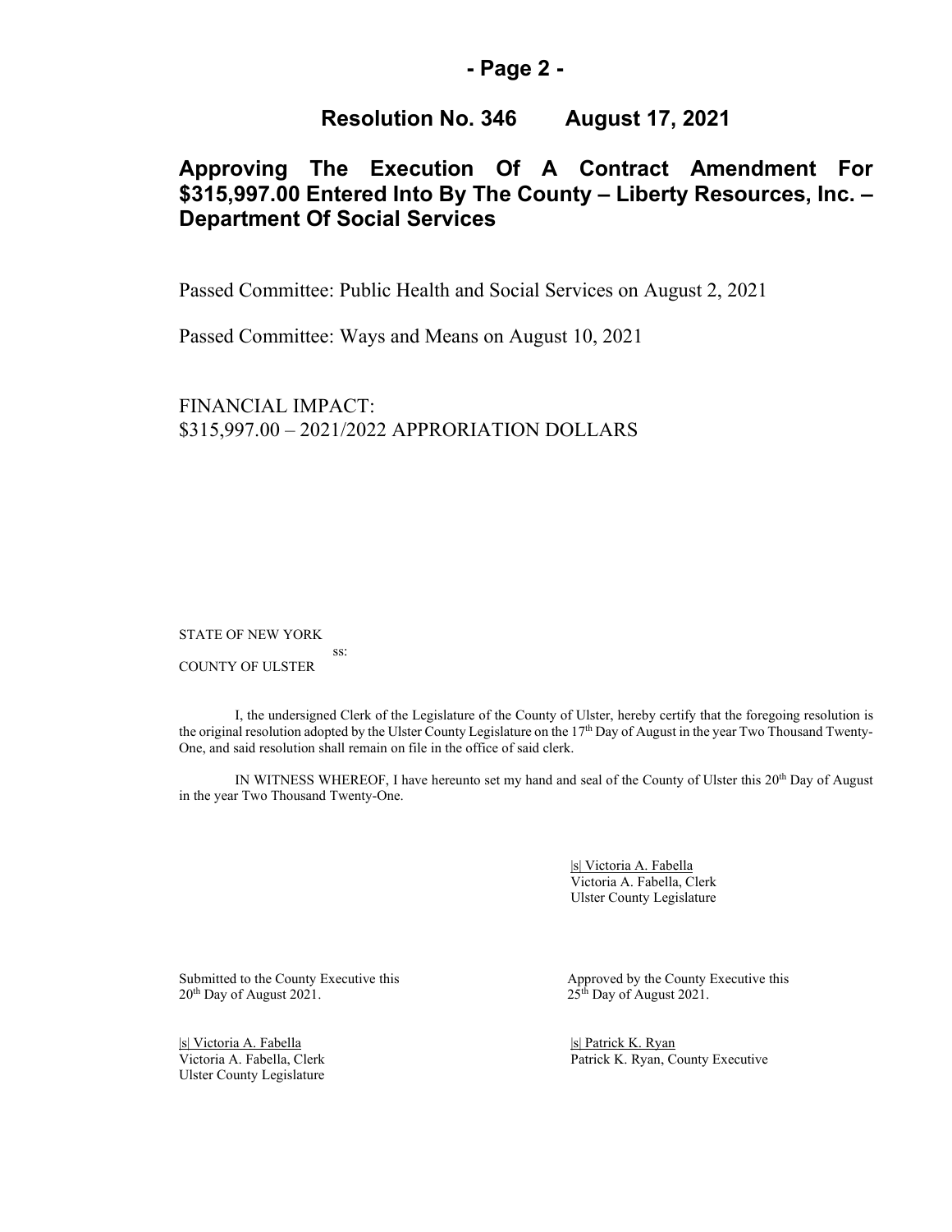## Resolution No. 346 August 17, 2021

## Approving The Execution Of A Contract Amendment For $315,997.00 Entered Into By The County – Liberty Resources, Inc. – Department Of Social Services

Passed Committee: Public Health and Social Services on August 2, 2021

Passed Committee: Ways and Means on August 10, 2021

FINANCIAL IMPACT:
$315,997.00 – 2021/2022 APPRORIATION DOLLARS

STATE OF NEW YORK
ss:
COUNTY OF ULSTER

I, the undersigned Clerk of the Legislature of the County of Ulster, hereby certify that the foregoing resolution is the original resolution adopted by the Ulster County Legislature on the 17th Day of August in the year Two Thousand Twenty-One, and said resolution shall remain on file in the office of said clerk.

IN WITNESS WHEREOF, I have hereunto set my hand and seal of the County of Ulster this 20th Day of August in the year Two Thousand Twenty-One.

|s| Victoria A. Fabella
Victoria A. Fabella, Clerk
Ulster County Legislature

Submitted to the County Executive this
20th Day of August 2021.

|s| Victoria A. Fabella
Victoria A. Fabella, Clerk
Ulster County Legislature

Approved by the County Executive this
25th Day of August 2021.

|s| Patrick K. Ryan
Patrick K. Ryan, County Executive